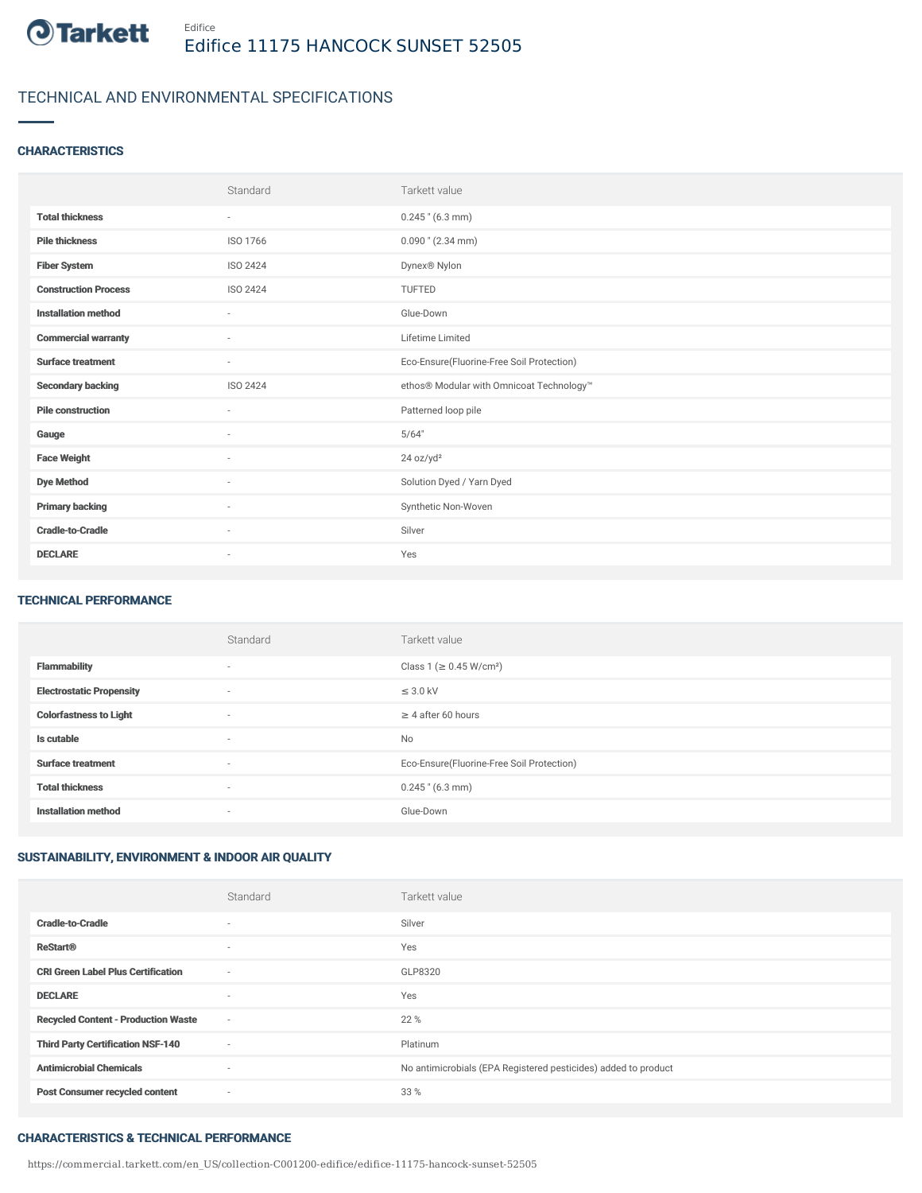Edifice

# Edifice 11175 HANCOCK SUNSET 52505

## TECHNICAL AND ENVIRONMENTAL SPECIFICATIONS

### CHARACTERISTICS

| | Standard | Tarkett value |
|---|---|---|
| **Total thickness** | - | 0.245 " (6.3 mm) |
| **Pile thickness** | ISO 1766 | 0.090 " (2.34 mm) |
| **Fiber System** | ISO 2424 | Dynex® Nylon |
| **Construction Process** | ISO 2424 | TUFTED |
| **Installation method** | - | Glue-Down |
| **Commercial warranty** | - | Lifetime Limited |
| **Surface treatment** | - | Eco-Ensure(Fluorine-Free Soil Protection) |
| **Secondary backing** | ISO 2424 | ethos® Modular with Omnicoat Technology™ |
| **Pile construction** | - | Patterned loop pile |
| **Gauge** | - | 5/64" |
| **Face Weight** | - | 24 oz/yd² |
| **Dye Method** | - | Solution Dyed / Yarn Dyed |
| **Primary backing** | - | Synthetic Non-Woven |
| **Cradle-to-Cradle** | - | Silver |
| **DECLARE** | - | Yes |

### TECHNICAL PERFORMANCE

| | Standard | Tarkett value |
|---|---|---|
| **Flammability** | - | Class 1 (≥ 0.45 W/cm²) |
| **Electrostatic Propensity** | - | ≤ 3.0 kV |
| **Colorfastness to Light** | - | ≥ 4 after 60 hours |
| **Is cutable** | - | No |
| **Surface treatment** | - | Eco-Ensure(Fluorine-Free Soil Protection) |
| **Total thickness** | - | 0.245 " (6.3 mm) |
| **Installation method** | - | Glue-Down |

### SUSTAINABILITY, ENVIRONMENT & INDOOR AIR QUALITY

| | Standard | Tarkett value |
|---|---|---|
| **Cradle-to-Cradle** | - | Silver |
| **ReStart®** | - | Yes |
| **CRI Green Label Plus Certification** | - | GLP8320 |
| **DECLARE** | - | Yes |
| **Recycled Content - Production Waste** | - | 22 % |
| **Third Party Certification NSF-140** | - | Platinum |
| **Antimicrobial Chemicals** | - | No antimicrobials (EPA Registered pesticides) added to product |
| **Post Consumer recycled content** | - | 33 % |

### CHARACTERISTICS & TECHNICAL PERFORMANCE

https://commercial.tarkett.com/en_US/collection-C001200-edifice/edifice-11175-hancock-sunset-52505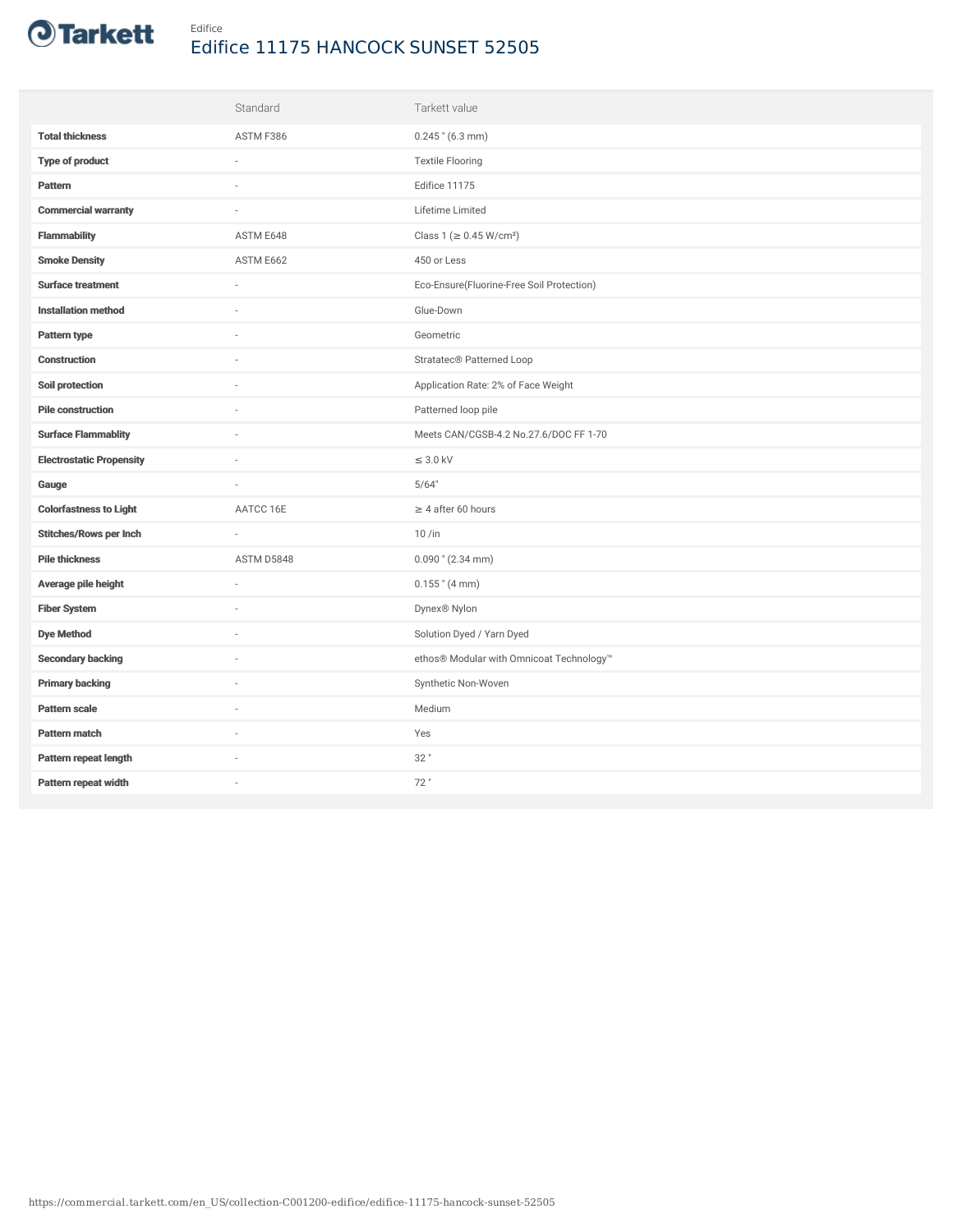Edifice

# Edifice 11175 HANCOCK SUNSET 52505

| | Standard | Tarkett value |
|---|---|---|
| **Total thickness** | ASTM F386 | 0.245 " (6.3 mm) |
| **Type of product** | - | Textile Flooring |
| **Pattern** | - | Edifice 11175 |
| **Commercial warranty** | - | Lifetime Limited |
| **Flammability** | ASTM E648 | Class 1 (≥ 0.45 W/cm²) |
| **Smoke Density** | ASTM E662 | 450 or Less |
| **Surface treatment** | - | Eco-Ensure(Fluorine-Free Soil Protection) |
| **Installation method** | - | Glue-Down |
| **Pattern type** | - | Geometric |
| **Construction** | - | Stratatec® Patterned Loop |
| **Soil protection** | - | Application Rate: 2% of Face Weight |
| **Pile construction** | - | Patterned loop pile |
| **Surface Flammablity** | - | Meets CAN/CGSB-4.2 No.27.6/DOC FF 1-70 |
| **Electrostatic Propensity** | - | ≤ 3.0 kV |
| **Gauge** | - | 5/64" |
| **Colorfastness to Light** | AATCC 16E | ≥ 4 after 60 hours |
| **Stitches/Rows per Inch** | - | 10 /in |
| **Pile thickness** | ASTM D5848 | 0.090 " (2.34 mm) |
| **Average pile height** | - | 0.155 " (4 mm) |
| **Fiber System** | - | Dynex® Nylon |
| **Dye Method** | - | Solution Dyed / Yarn Dyed |
| **Secondary backing** | - | ethos® Modular with Omnicoat Technology™ |
| **Primary backing** | - | Synthetic Non-Woven |
| **Pattern scale** | - | Medium |
| **Pattern match** | - | Yes |
| **Pattern repeat length** | - | 32 " |
| **Pattern repeat width** | - | 72 " |

https://commercial.tarkett.com/en_US/collection-C001200-edifice/edifice-11175-hancock-sunset-52505